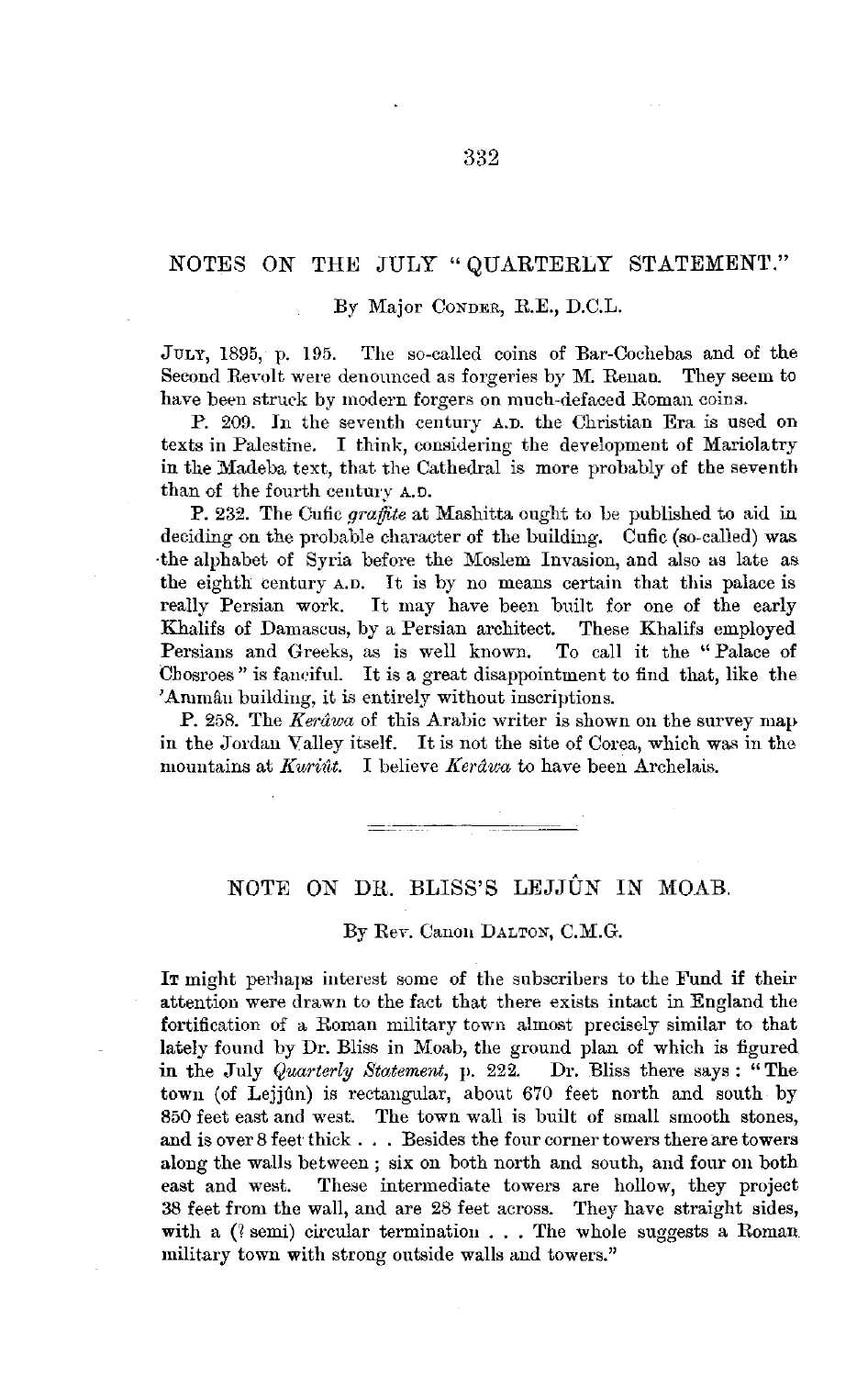## NOTES ON THE JULY "QUARTERLY STATEMENT."

By Major Conder, R.E., D.C.L.

July, 1895, p. 195. The so-called coins of Bar-Cochebas and of the Second Revolt were denounced as forgeries by M. Renan. They seem to have been struck by modern forgers on much-defaced Roman coins.

P. 209. In the seventh century A.D. the Christian Era is used on texts in Palestine. I think, considering the development of Mariolatry in the Madeba text, that the Cathedral is more probably of the seventh than of the fourth century A.D.

P. 232. The Cufic *graffite* at Mashitta ought to be published to aid in deciding on the probable character of the building. Cufic (so-called) was the alphabet of Syria before the Moslem Invasion, and also as late as the eighth century A.D. It is by no means certain that this palace is really Persian work. It may have been built for one of the early Khalifs of Damascus, by a Persian architect. These Khalifs employed Persians and Greeks, as is well known. To call it the "Palace of Chosroes" is fanciful. It is a great disappointment to find that, like the 'Ammân building, it is entirely without inscriptions.

P. 258. The *Kerâwa* of this Arabic writer is shown on the survey map in the Jordan Valley itself. It is not the site of Corea, which was in the mountains at *Kuriût*. I believe *Kerâwa* to have been Archelais.

---

## NOTE ON DR. BLISS'S LEJJÛN IN MOAB.

By Rev. Canon Dalton, C.M.G.

It might perhaps interest some of the subscribers to the Fund if their attention were drawn to the fact that there exists intact in England the fortification of a Roman military town almost precisely similar to that lately found by Dr. Bliss in Moab, the ground plan of which is figured in the July *Quarterly Statement*, p. 222. Dr. Bliss there says: "The town (of Lejjûn) is rectangular, about 670 feet north and south by 850 feet east and west. The town wall is built of small smooth stones, and is over 8 feet thick . . . Besides the four corner towers there are towers along the walls between; six on both north and south, and four on both east and west. These intermediate towers are hollow, they project 38 feet from the wall, and are 28 feet across. They have straight sides, with a (? semi) circular termination . . . The whole suggests a Roman military town with strong outside walls and towers."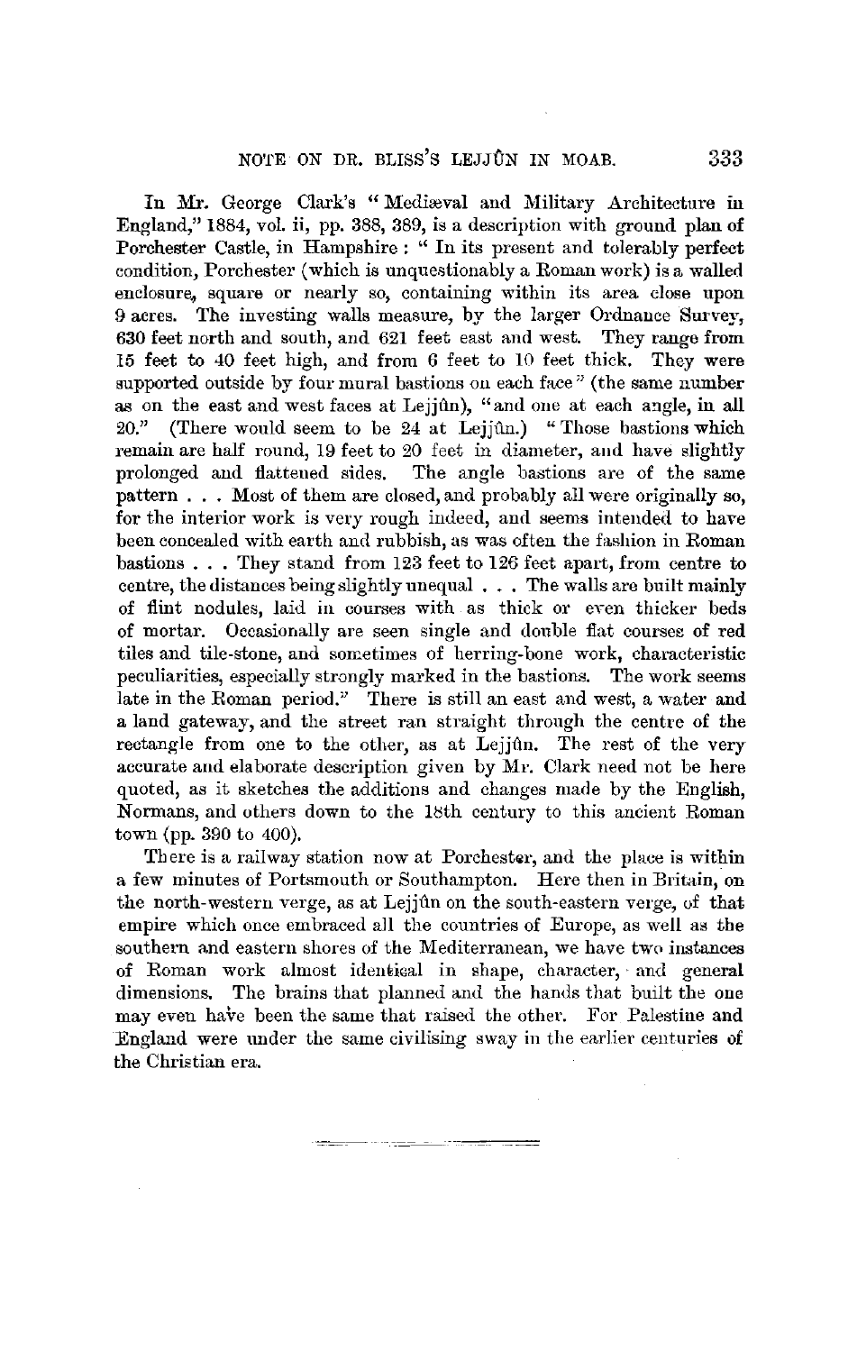In Mr. George Clark's "Mediæval and Military Architecture in England," 1884, vol. ii, pp. 388, 389, is a description with ground plan of Porchester Castle, in Hampshire: "In its present and tolerably perfect condition, Porchester (which is unquestionably a Roman work) is a walled enclosure, square or nearly so, containing within its area close upon 9 acres. The investing walls measure, by the larger Ordnance Survey, 630 feet north and south, and 621 feet east and west. They range from 15 feet to 40 feet high, and from 6 feet to 10 feet thick. They were supported outside by four mural bastions on each face" (the same number as on the east and west faces at Lejjûn), "and one at each angle, in all 20." (There would seem to be 24 at Lejjûn.) "Those bastions which remain are half round, 19 feet to 20 feet in diameter, and have slightly prolonged and flattened sides. The angle bastions are of the same pattern . . . Most of them are closed, and probably all were originally so, for the interior work is very rough indeed, and seems intended to have been concealed with earth and rubbish, as was often the fashion in Roman bastions . . . They stand from 123 feet to 126 feet apart, from centre to centre, the distances being slightly unequal . . . The walls are built mainly of flint nodules, laid in courses with as thick or even thicker beds of mortar. Occasionally are seen single and double flat courses of red tiles and tile-stone, and sometimes of herring-bone work, characteristic peculiarities, especially strongly marked in the bastions. The work seems late in the Roman period." There is still an east and west, a water and a land gateway, and the street ran straight through the centre of the rectangle from one to the other, as at Lejjûn. The rest of the very accurate and elaborate description given by Mr. Clark need not be here quoted, as it sketches the additions and changes made by the English, Normans, and others down to the 18th century to this ancient Roman town (pp. 390 to 400).

There is a railway station now at Porchester, and the place is within a few minutes of Portsmouth or Southampton. Here then in Britain, on the north-western verge, as at Lejjûn on the south-eastern verge, of that empire which once embraced all the countries of Europe, as well as the southern and eastern shores of the Mediterranean, we have two instances of Roman work almost identical in shape, character, and general dimensions. The brains that planned and the hands that built the one may even have been the same that raised the other. For Palestine and England were under the same civilising sway in the earlier centuries of the Christian era.